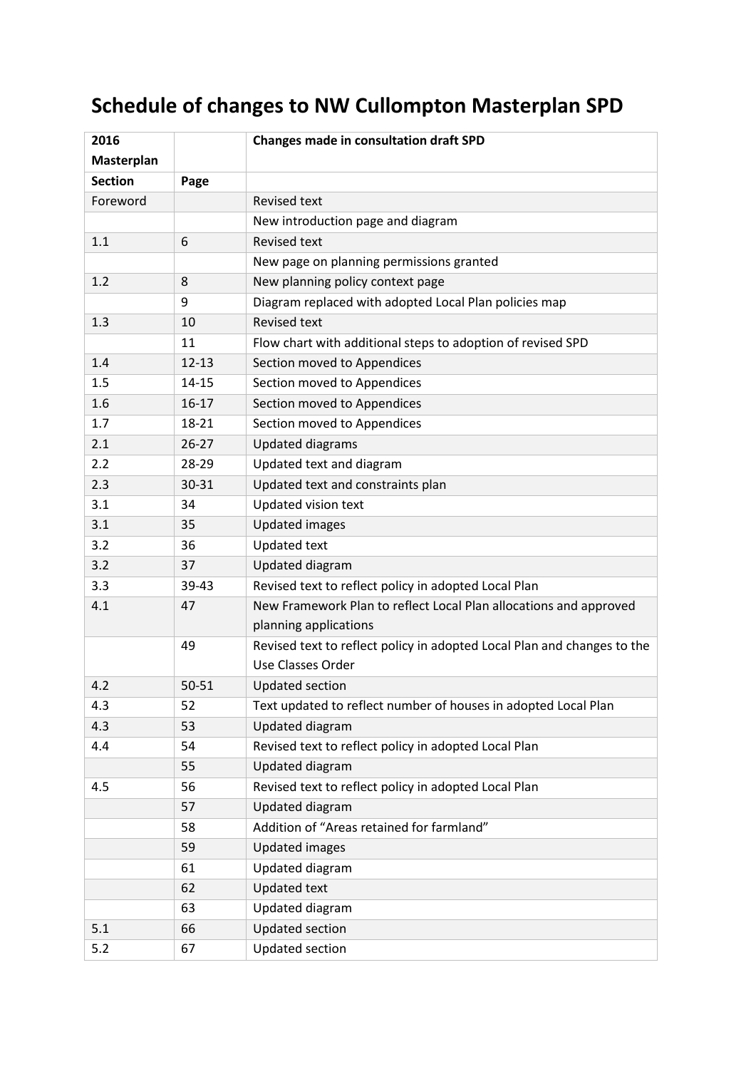# Schedule of changes to NW Cullompton Masterplan SPD

| 2016 Masterplan | | Changes made in consultation draft SPD |
|---|---|---|
| **Section** | **Page** | |
| Foreword | | Revised text |
| | | New introduction page and diagram |
| 1.1 | 6 | Revised text |
| | | New page on planning permissions granted |
| 1.2 | 8 | New planning policy context page |
| | 9 | Diagram replaced with adopted Local Plan policies map |
| 1.3 | 10 | Revised text |
| | 11 | Flow chart with additional steps to adoption of revised SPD |
| 1.4 | 12-13 | Section moved to Appendices |
| 1.5 | 14-15 | Section moved to Appendices |
| 1.6 | 16-17 | Section moved to Appendices |
| 1.7 | 18-21 | Section moved to Appendices |
| 2.1 | 26-27 | Updated diagrams |
| 2.2 | 28-29 | Updated text and diagram |
| 2.3 | 30-31 | Updated text and constraints plan |
| 3.1 | 34 | Updated vision text |
| 3.1 | 35 | Updated images |
| 3.2 | 36 | Updated text |
| 3.2 | 37 | Updated diagram |
| 3.3 | 39-43 | Revised text to reflect policy in adopted Local Plan |
| 4.1 | 47 | New Framework Plan to reflect Local Plan allocations and approved planning applications |
| | 49 | Revised text to reflect policy in adopted Local Plan and changes to the Use Classes Order |
| 4.2 | 50-51 | Updated section |
| 4.3 | 52 | Text updated to reflect number of houses in adopted Local Plan |
| 4.3 | 53 | Updated diagram |
| 4.4 | 54 | Revised text to reflect policy in adopted Local Plan |
| | 55 | Updated diagram |
| 4.5 | 56 | Revised text to reflect policy in adopted Local Plan |
| | 57 | Updated diagram |
| | 58 | Addition of "Areas retained for farmland" |
| | 59 | Updated images |
| | 61 | Updated diagram |
| | 62 | Updated text |
| | 63 | Updated diagram |
| 5.1 | 66 | Updated section |
| 5.2 | 67 | Updated section |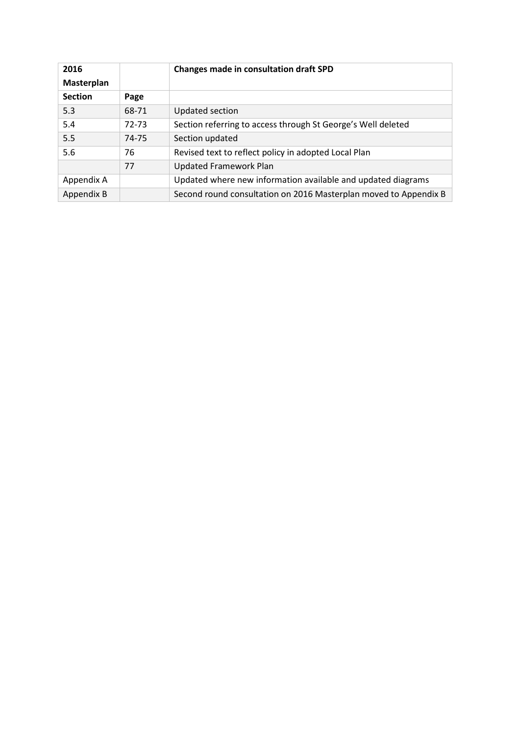| 2016 Masterplan | | Changes made in consultation draft SPD |
|---|---|---|
| **Section** | **Page** | |
| 5.3 | 68-71 | Updated section |
| 5.4 | 72-73 | Section referring to access through St George's Well deleted |
| 5.5 | 74-75 | Section updated |
| 5.6 | 76 | Revised text to reflect policy in adopted Local Plan |
| | 77 | Updated Framework Plan |
| Appendix A | | Updated where new information available and updated diagrams |
| Appendix B | | Second round consultation on 2016 Masterplan moved to Appendix B |